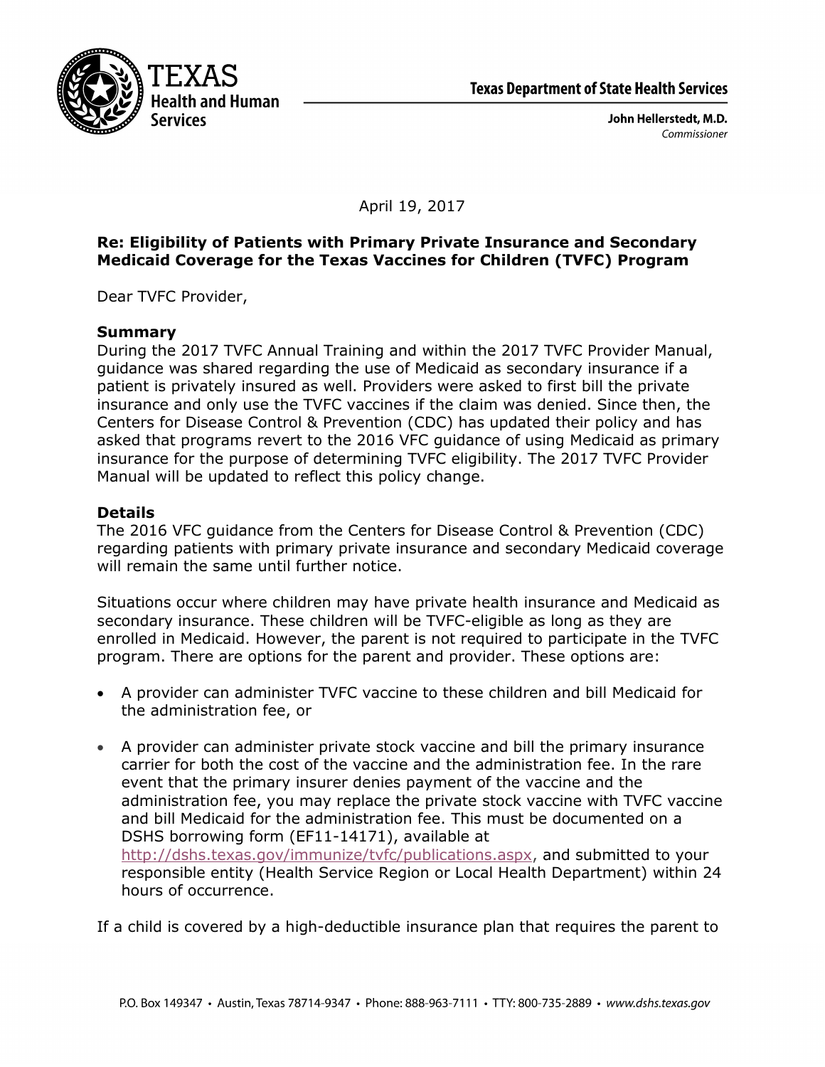TEXAS
Health and Human
Services

**Texas Department of State Health Services**

**John Hellerstedt, M.D.**
*Commissioner*

April 19, 2017

**Re: Eligibility of Patients with Primary Private Insurance and Secondary Medicaid Coverage for the Texas Vaccines for Children (TVFC) Program**

Dear TVFC Provider,

**Summary**

During the 2017 TVFC Annual Training and within the 2017 TVFC Provider Manual, guidance was shared regarding the use of Medicaid as secondary insurance if a patient is privately insured as well. Providers were asked to first bill the private insurance and only use the TVFC vaccines if the claim was denied. Since then, the Centers for Disease Control & Prevention (CDC) has updated their policy and has asked that programs revert to the 2016 VFC guidance of using Medicaid as primary insurance for the purpose of determining TVFC eligibility. The 2017 TVFC Provider Manual will be updated to reflect this policy change.

**Details**

The 2016 VFC guidance from the Centers for Disease Control & Prevention (CDC) regarding patients with primary private insurance and secondary Medicaid coverage will remain the same until further notice.

Situations occur where children may have private health insurance and Medicaid as secondary insurance. These children will be TVFC-eligible as long as they are enrolled in Medicaid. However, the parent is not required to participate in the TVFC program. There are options for the parent and provider. These options are:

- A provider can administer TVFC vaccine to these children and bill Medicaid for the administration fee, or
- A provider can administer private stock vaccine and bill the primary insurance carrier for both the cost of the vaccine and the administration fee. In the rare event that the primary insurer denies payment of the vaccine and the administration fee, you may replace the private stock vaccine with TVFC vaccine and bill Medicaid for the administration fee. This must be documented on a DSHS borrowing form (EF11-14171), available at http://dshs.texas.gov/immunize/tvfc/publications.aspx, and submitted to your responsible entity (Health Service Region or Local Health Department) within 24 hours of occurrence.

If a child is covered by a high-deductible insurance plan that requires the parent to

P.O. Box 149347 • Austin, Texas 78714-9347 • Phone: 888-963-7111 • TTY: 800-735-2889 • *www.dshs.texas.gov*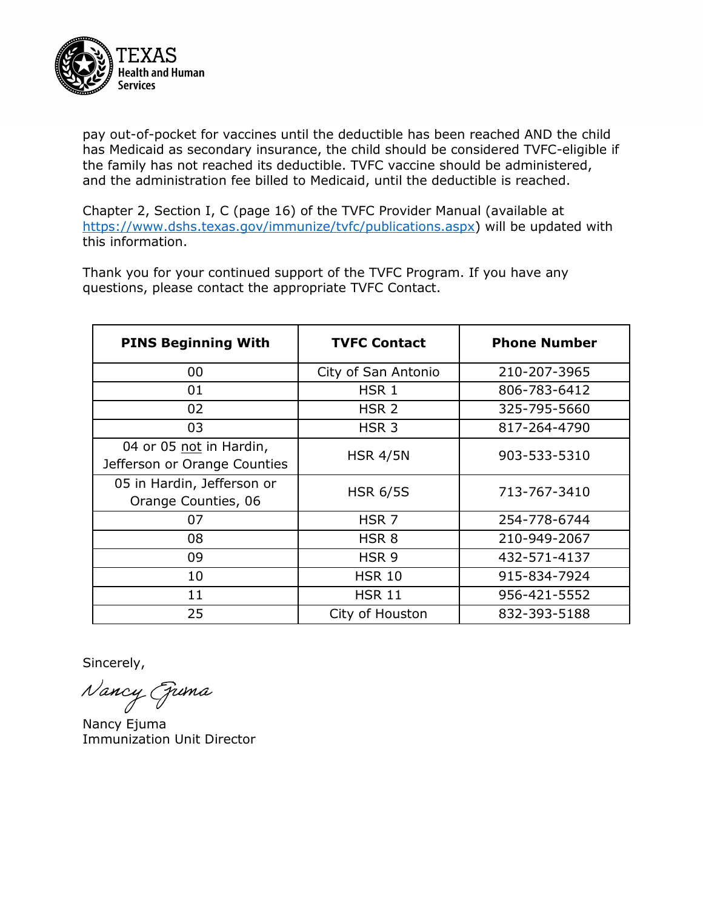pay out-of-pocket for vaccines until the deductible has been reached AND the child has Medicaid as secondary insurance, the child should be considered TVFC-eligible if the family has not reached its deductible. TVFC vaccine should be administered, and the administration fee billed to Medicaid, until the deductible is reached.

Chapter 2, Section I, C (page 16) of the TVFC Provider Manual (available at https://www.dshs.texas.gov/immunize/tvfc/publications.aspx) will be updated with this information.

Thank you for your continued support of the TVFC Program. If you have any questions, please contact the appropriate TVFC Contact.

| PINS Beginning With | TVFC Contact | Phone Number |
|---|---|---|
| 00 | City of San Antonio | 210-207-3965 |
| 01 | HSR 1 | 806-783-6412 |
| 02 | HSR 2 | 325-795-5660 |
| 03 | HSR 3 | 817-264-4790 |
| 04 or 05 not in Hardin, Jefferson or Orange Counties | HSR 4/5N | 903-533-5310 |
| 05 in Hardin, Jefferson or Orange Counties, 06 | HSR 6/5S | 713-767-3410 |
| 07 | HSR 7 | 254-778-6744 |
| 08 | HSR 8 | 210-949-2067 |
| 09 | HSR 9 | 432-571-4137 |
| 10 | HSR 10 | 915-834-7924 |
| 11 | HSR 11 | 956-421-5552 |
| 25 | City of Houston | 832-393-5188 |

Sincerely,

Nancy Ejuma

Nancy Ejuma
Immunization Unit Director